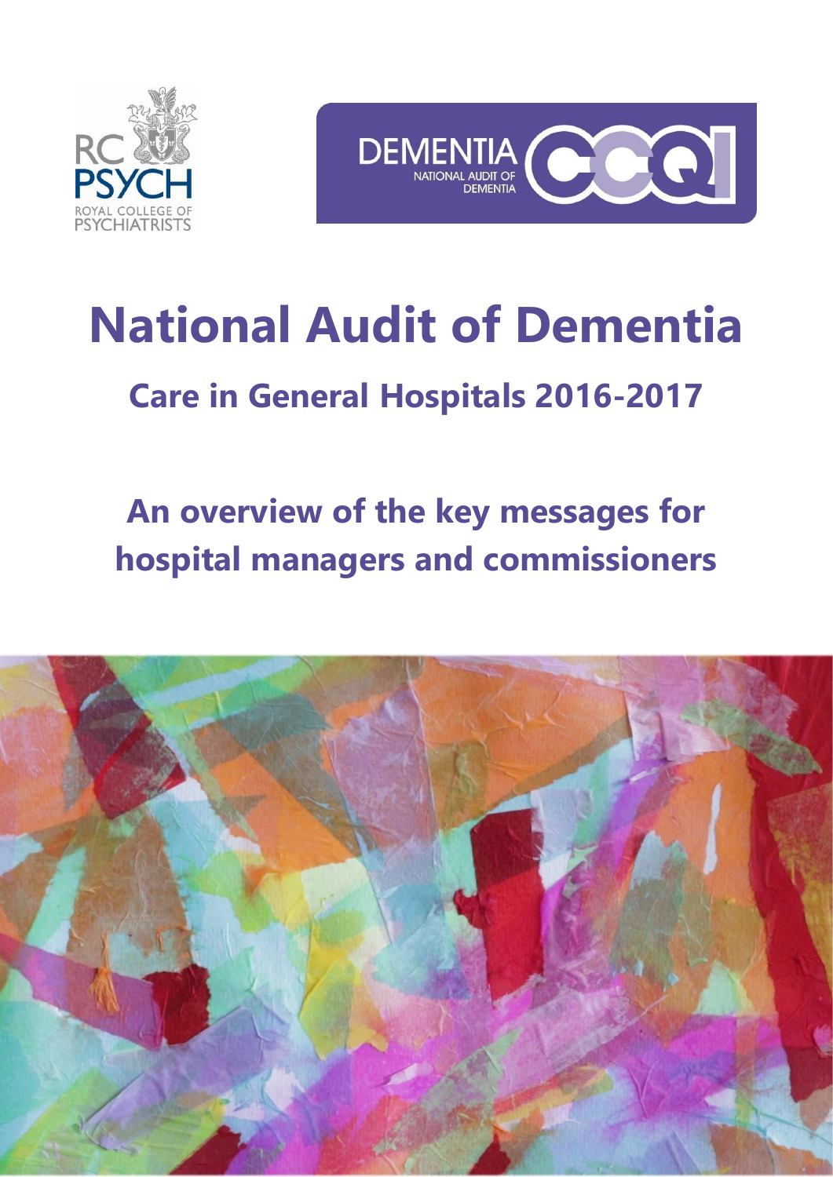# National Audit of Dementia

## Care in General Hospitals 2016-2017

## An overview of the key messages for hospital managers and commissioners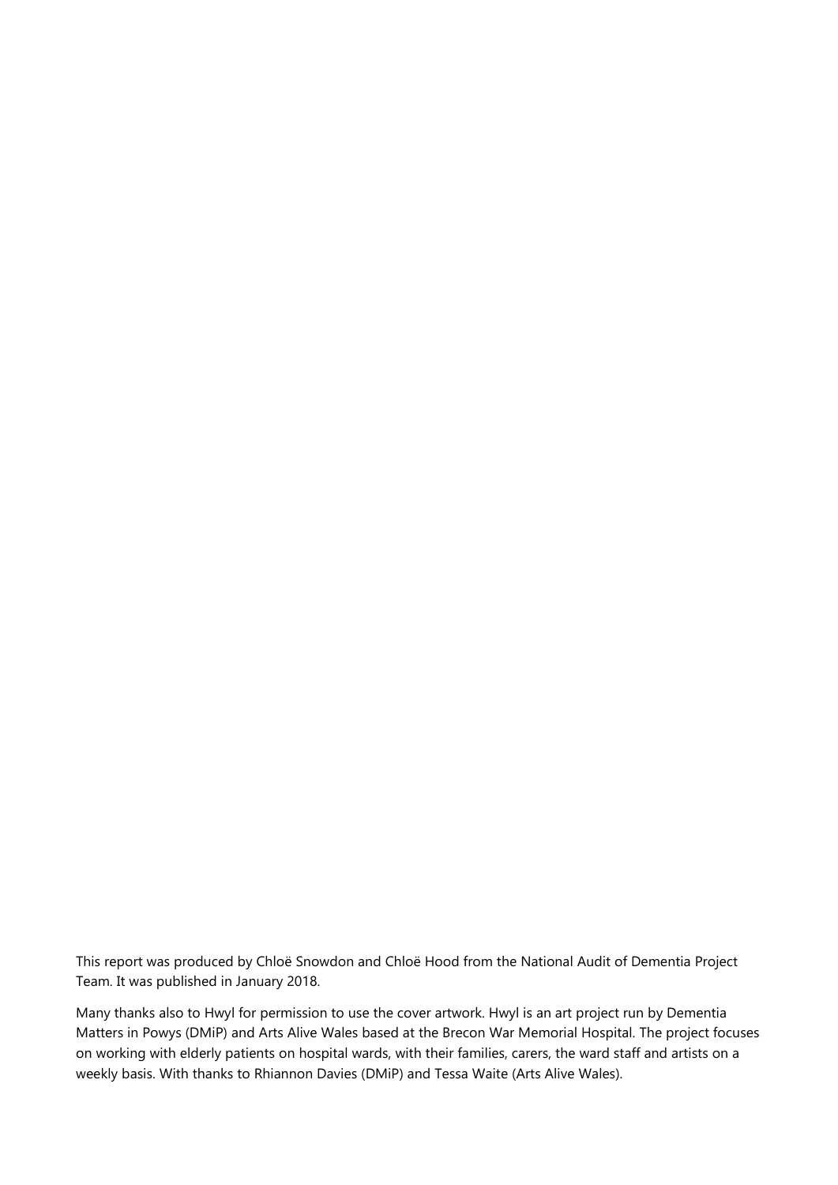This report was produced by Chloë Snowdon and Chloë Hood from the National Audit of Dementia Project Team. It was published in January 2018.

Many thanks also to Hwyl for permission to use the cover artwork. Hwyl is an art project run by Dementia Matters in Powys (DMiP) and Arts Alive Wales based at the Brecon War Memorial Hospital. The project focuses on working with elderly patients on hospital wards, with their families, carers, the ward staff and artists on a weekly basis. With thanks to Rhiannon Davies (DMiP) and Tessa Waite (Arts Alive Wales).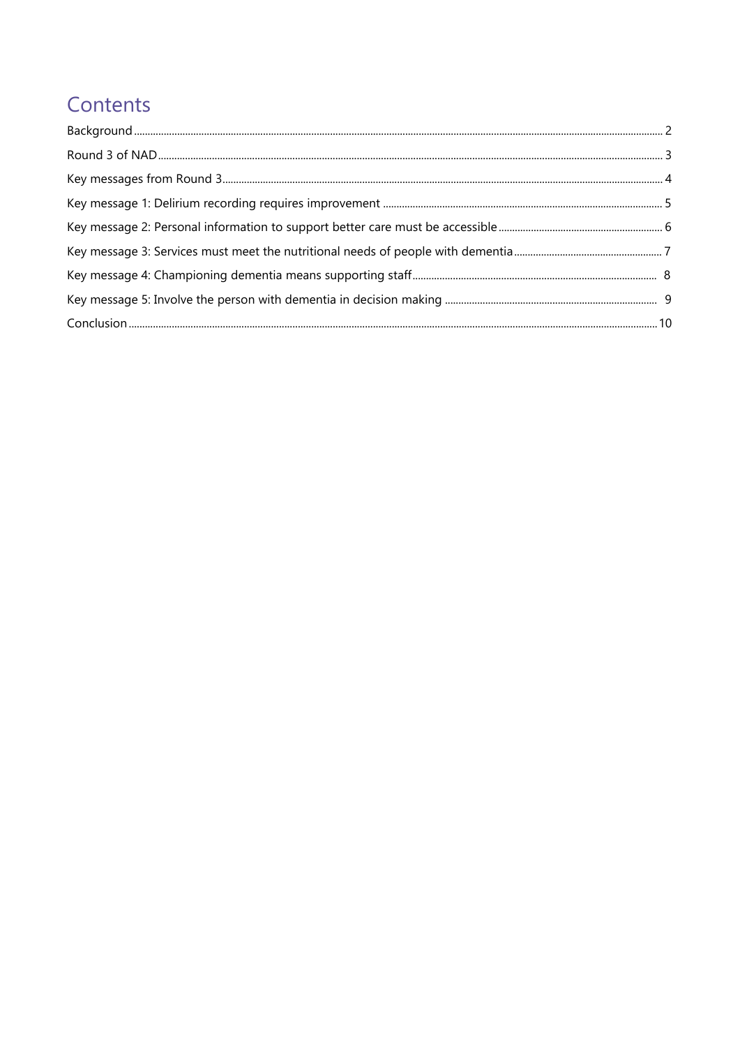# Contents

- Background .......... 2
- Round 3 of NAD .......... 3
- Key messages from Round 3 .......... 4
- Key message 1: Delirium recording requires improvement .......... 5
- Key message 2: Personal information to support better care must be accessible .......... 6
- Key message 3: Services must meet the nutritional needs of people with dementia .......... 7
- Key message 4: Championing dementia means supporting staff .......... 8
- Key message 5: Involve the person with dementia in decision making .......... 9
- Conclusion .......... 10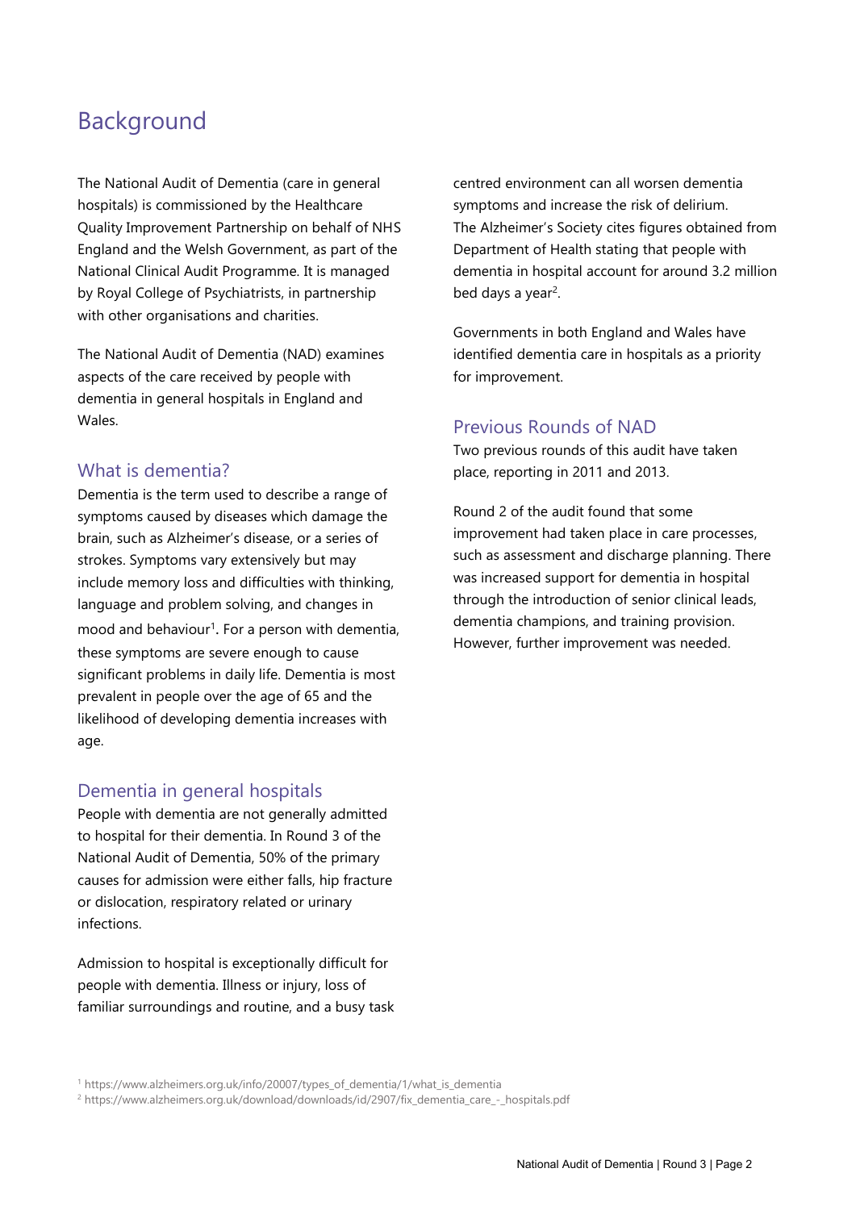# Background

The National Audit of Dementia (care in general hospitals) is commissioned by the Healthcare Quality Improvement Partnership on behalf of NHS England and the Welsh Government, as part of the National Clinical Audit Programme. It is managed by Royal College of Psychiatrists, in partnership with other organisations and charities.

The National Audit of Dementia (NAD) examines aspects of the care received by people with dementia in general hospitals in England and Wales.

## What is dementia?

Dementia is the term used to describe a range of symptoms caused by diseases which damage the brain, such as Alzheimer's disease, or a series of strokes. Symptoms vary extensively but may include memory loss and difficulties with thinking, language and problem solving, and changes in mood and behaviour[1]. For a person with dementia, these symptoms are severe enough to cause significant problems in daily life. Dementia is most prevalent in people over the age of 65 and the likelihood of developing dementia increases with age.

## Dementia in general hospitals

People with dementia are not generally admitted to hospital for their dementia. In Round 3 of the National Audit of Dementia, 50% of the primary causes for admission were either falls, hip fracture or dislocation, respiratory related or urinary infections.

Admission to hospital is exceptionally difficult for people with dementia. Illness or injury, loss of familiar surroundings and routine, and a busy task centred environment can all worsen dementia symptoms and increase the risk of delirium. The Alzheimer's Society cites figures obtained from Department of Health stating that people with dementia in hospital account for around 3.2 million bed days a year[2].

Governments in both England and Wales have identified dementia care in hospitals as a priority for improvement.

## Previous Rounds of NAD

Two previous rounds of this audit have taken place, reporting in 2011 and 2013.

Round 2 of the audit found that some improvement had taken place in care processes, such as assessment and discharge planning. There was increased support for dementia in hospital through the introduction of senior clinical leads, dementia champions, and training provision. However, further improvement was needed.

[1] https://www.alzheimers.org.uk/info/20007/types_of_dementia/1/what_is_dementia

[2] https://www.alzheimers.org.uk/download/downloads/id/2907/fix_dementia_care_-_hospitals.pdf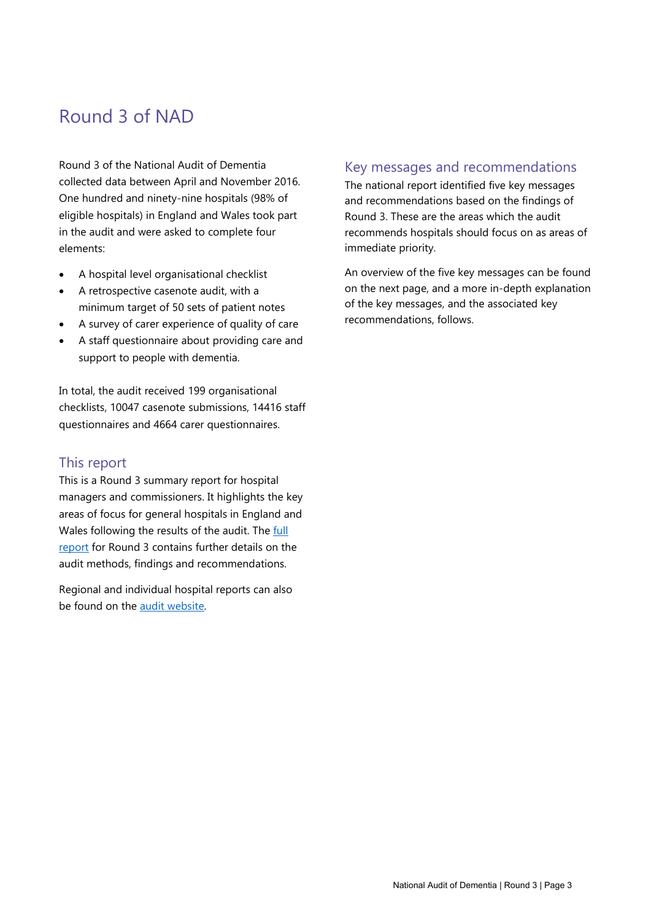# Round 3 of NAD

Round 3 of the National Audit of Dementia collected data between April and November 2016. One hundred and ninety-nine hospitals (98% of eligible hospitals) in England and Wales took part in the audit and were asked to complete four elements:

- A hospital level organisational checklist
- A retrospective casenote audit, with a minimum target of 50 sets of patient notes
- A survey of carer experience of quality of care
- A staff questionnaire about providing care and support to people with dementia.

In total, the audit received 199 organisational checklists, 10047 casenote submissions, 14416 staff questionnaires and 4664 carer questionnaires.

## This report

This is a Round 3 summary report for hospital managers and commissioners. It highlights the key areas of focus for general hospitals in England and Wales following the results of the audit. The full report for Round 3 contains further details on the audit methods, findings and recommendations.

Regional and individual hospital reports can also be found on the audit website.

## Key messages and recommendations

The national report identified five key messages and recommendations based on the findings of Round 3. These are the areas which the audit recommends hospitals should focus on as areas of immediate priority.

An overview of the five key messages can be found on the next page, and a more in-depth explanation of the key messages, and the associated key recommendations, follows.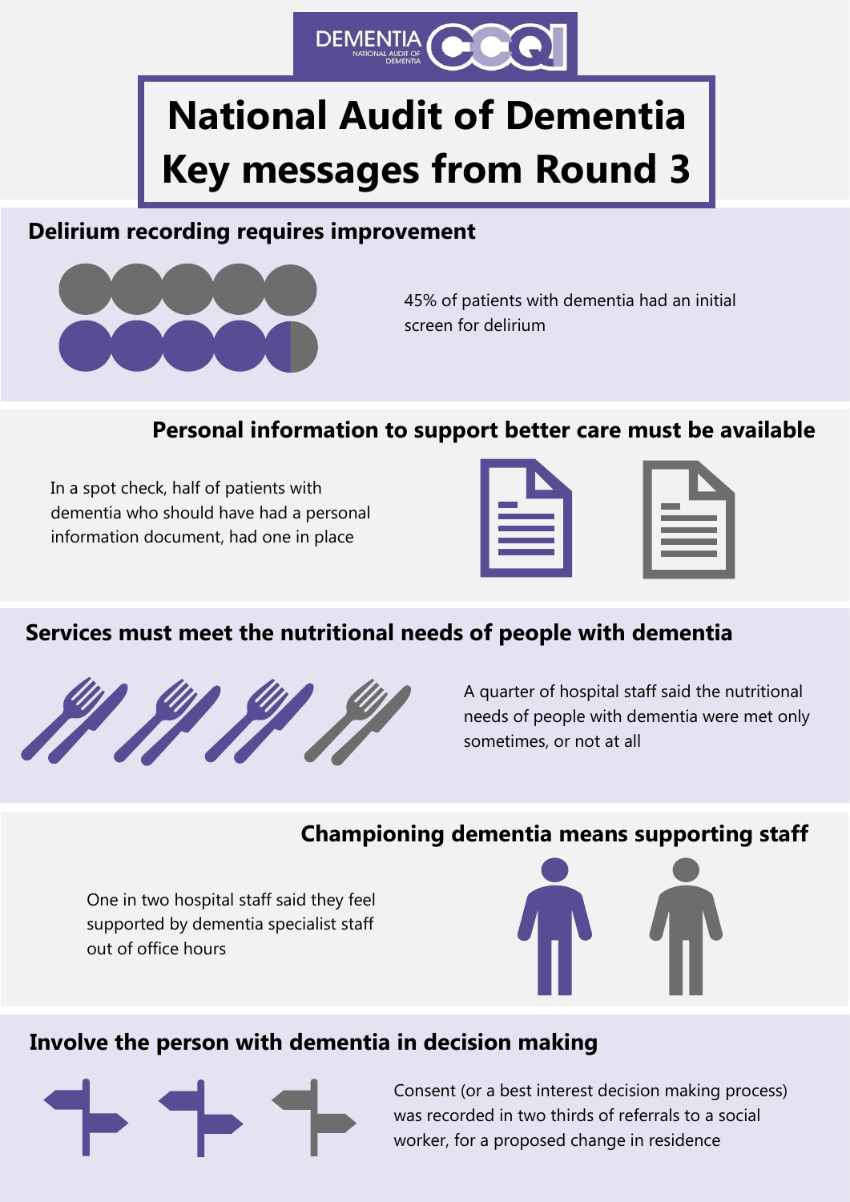DEMENTIA CCQI
NATIONAL AUDIT OF DEMENTIA

# National Audit of Dementia Key messages from Round 3

## Delirium recording requires improvement

45% of patients with dementia had an initial screen for delirium

## Personal information to support better care must be available

In a spot check, half of patients with dementia who should have had a personal information document, had one in place

## Services must meet the nutritional needs of people with dementia

A quarter of hospital staff said the nutritional needs of people with dementia were met only sometimes, or not at all

## Championing dementia means supporting staff

One in two hospital staff said they feel supported by dementia specialist staff out of office hours

## Involve the person with dementia in decision making

Consent (or a best interest decision making process) was recorded in two thirds of referrals to a social worker, for a proposed change in residence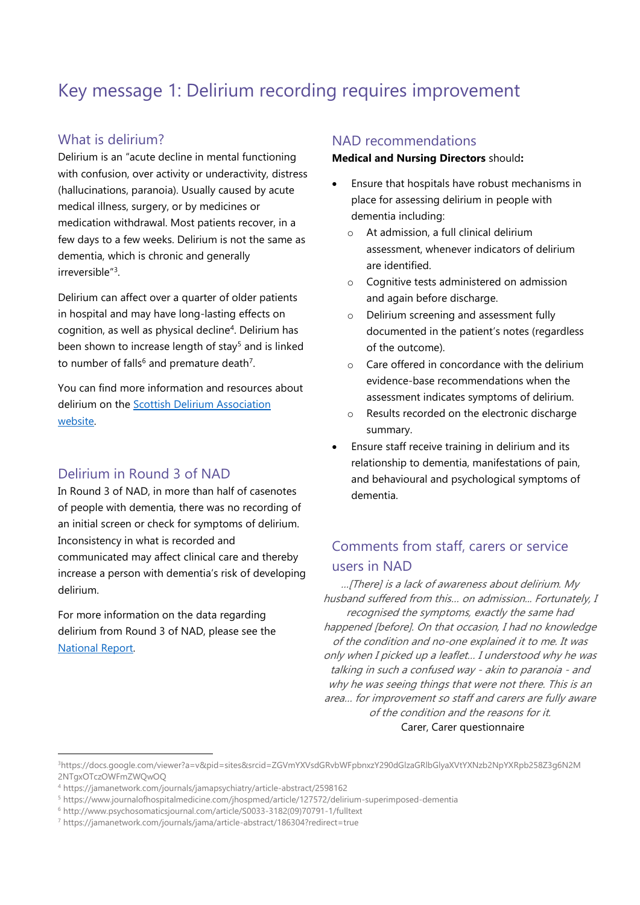# Key message 1: Delirium recording requires improvement

## What is delirium?

Delirium is an "acute decline in mental functioning with confusion, over activity or underactivity, distress (hallucinations, paranoia). Usually caused by acute medical illness, surgery, or by medicines or medication withdrawal. Most patients recover, in a few days to a few weeks. Delirium is not the same as dementia, which is chronic and generally irreversible"[3].

Delirium can affect over a quarter of older patients in hospital and may have long-lasting effects on cognition, as well as physical decline[4]. Delirium has been shown to increase length of stay[5] and is linked to number of falls[6] and premature death[7].

You can find more information and resources about delirium on the [Scottish Delirium Association website](Scottish Delirium Association website).

## Delirium in Round 3 of NAD

In Round 3 of NAD, in more than half of casenotes of people with dementia, there was no recording of an initial screen or check for symptoms of delirium. Inconsistency in what is recorded and communicated may affect clinical care and thereby increase a person with dementia's risk of developing delirium.

For more information on the data regarding delirium from Round 3 of NAD, please see the [National Report](National Report).

## NAD recommendations

**Medical and Nursing Directors** should**:**

- Ensure that hospitals have robust mechanisms in place for assessing delirium in people with dementia including:
  - At admission, a full clinical delirium assessment, whenever indicators of delirium are identified.
  - Cognitive tests administered on admission and again before discharge.
  - Delirium screening and assessment fully documented in the patient's notes (regardless of the outcome).
  - Care offered in concordance with the delirium evidence-base recommendations when the assessment indicates symptoms of delirium.
  - Results recorded on the electronic discharge summary.
- Ensure staff receive training in delirium and its relationship to dementia, manifestations of pain, and behavioural and psychological symptoms of dementia.

## Comments from staff, carers or service users in NAD

*...[There] is a lack of awareness about delirium. My husband suffered from this... on admission... Fortunately, I recognised the symptoms, exactly the same had happened [before]. On that occasion, I had no knowledge of the condition and no-one explained it to me. It was only when I picked up a leaflet... I understood why he was talking in such a confused way - akin to paranoia - and why he was seeing things that were not there. This is an area... for improvement so staff and carers are fully aware of the condition and the reasons for it.*

Carer, Carer questionnaire

---

[3] https://docs.google.com/viewer?a=v&pid=sites&srcid=ZGVmYXVsdGRvbWFpbnxzY290dGlzaGRlbGlyaXVtYXNzb2NpYXRpb258Z3g6N2M2NTgxOTczOWFmZWQwOQ

[4] https://jamanetwork.com/journals/jamapsychiatry/article-abstract/2598162

[5] https://www.journalofhospitalmedicine.com/jhospmed/article/127572/delirium-superimposed-dementia

[6] http://www.psychosomaticsjournal.com/article/S0033-3182(09)70791-1/fulltext

[7] https://jamanetwork.com/journals/jama/article-abstract/186304?redirect=true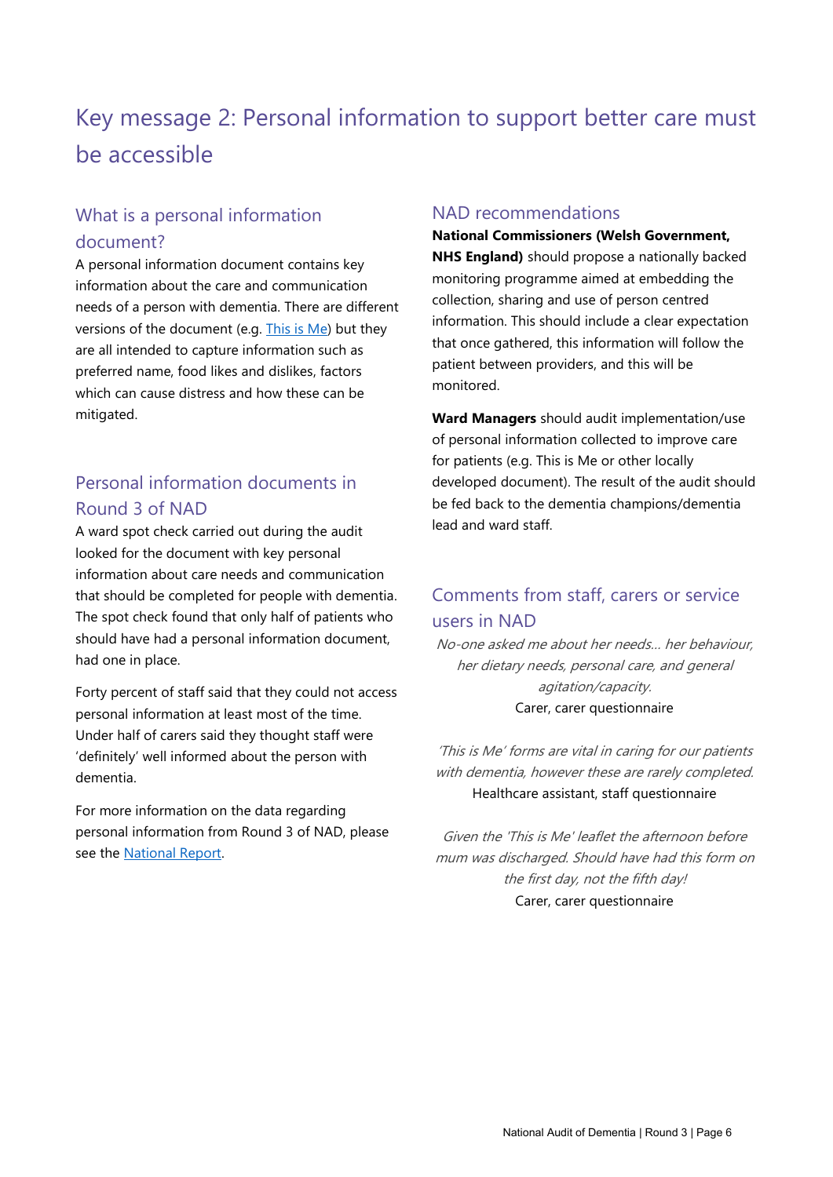# Key message 2: Personal information to support better care must be accessible

## What is a personal information document?

A personal information document contains key information about the care and communication needs of a person with dementia. There are different versions of the document (e.g. [This is Me]) but they are all intended to capture information such as preferred name, food likes and dislikes, factors which can cause distress and how these can be mitigated.

## Personal information documents in Round 3 of NAD

A ward spot check carried out during the audit looked for the document with key personal information about care needs and communication that should be completed for people with dementia. The spot check found that only half of patients who should have had a personal information document, had one in place.

Forty percent of staff said that they could not access personal information at least most of the time. Under half of carers said they thought staff were 'definitely' well informed about the person with dementia.

For more information on the data regarding personal information from Round 3 of NAD, please see the National Report.

## NAD recommendations

**National Commissioners (Welsh Government, NHS England)** should propose a nationally backed monitoring programme aimed at embedding the collection, sharing and use of person centred information. This should include a clear expectation that once gathered, this information will follow the patient between providers, and this will be monitored.

**Ward Managers** should audit implementation/use of personal information collected to improve care for patients (e.g. This is Me or other locally developed document). The result of the audit should be fed back to the dementia champions/dementia lead and ward staff.

## Comments from staff, carers or service users in NAD

*No-one asked me about her needs... her behaviour, her dietary needs, personal care, and general agitation/capacity.*

Carer, carer questionnaire

*'This is Me' forms are vital in caring for our patients with dementia, however these are rarely completed.*

Healthcare assistant, staff questionnaire

*Given the 'This is Me' leaflet the afternoon before mum was discharged. Should have had this form on the first day, not the fifth day!*

Carer, carer questionnaire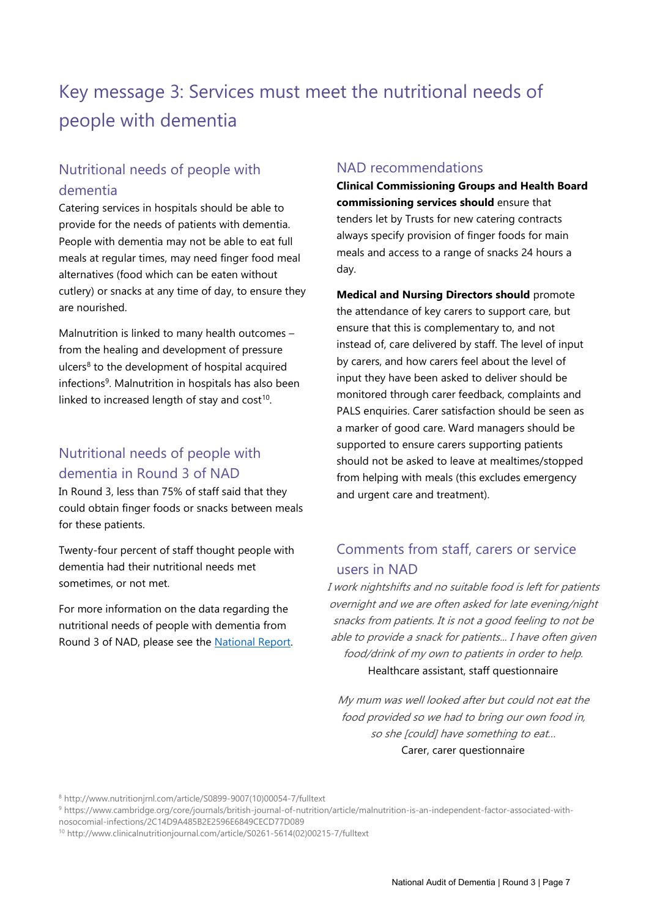# Key message 3: Services must meet the nutritional needs of people with dementia

## Nutritional needs of people with dementia

Catering services in hospitals should be able to provide for the needs of patients with dementia. People with dementia may not be able to eat full meals at regular times, may need finger food meal alternatives (food which can be eaten without cutlery) or snacks at any time of day, to ensure they are nourished.

Malnutrition is linked to many health outcomes – from the healing and development of pressure ulcers[8] to the development of hospital acquired infections[9]. Malnutrition in hospitals has also been linked to increased length of stay and cost[10].

## Nutritional needs of people with dementia in Round 3 of NAD

In Round 3, less than 75% of staff said that they could obtain finger foods or snacks between meals for these patients.

Twenty-four percent of staff thought people with dementia had their nutritional needs met sometimes, or not met.

For more information on the data regarding the nutritional needs of people with dementia from Round 3 of NAD, please see the National Report.

## NAD recommendations

**Clinical Commissioning Groups and Health Board commissioning services should** ensure that tenders let by Trusts for new catering contracts always specify provision of finger foods for main meals and access to a range of snacks 24 hours a day.

**Medical and Nursing Directors should** promote the attendance of key carers to support care, but ensure that this is complementary to, and not instead of, care delivered by staff. The level of input by carers, and how carers feel about the level of input they have been asked to deliver should be monitored through carer feedback, complaints and PALS enquiries. Carer satisfaction should be seen as a marker of good care. Ward managers should be supported to ensure carers supporting patients should not be asked to leave at mealtimes/stopped from helping with meals (this excludes emergency and urgent care and treatment).

## Comments from staff, carers or service users in NAD

*I work nightshifts and no suitable food is left for patients overnight and we are often asked for late evening/night snacks from patients. It is not a good feeling to not be able to provide a snack for patients… I have often given food/drink of my own to patients in order to help.*

Healthcare assistant, staff questionnaire

*My mum was well looked after but could not eat the food provided so we had to bring our own food in, so she [could] have something to eat…*

Carer, carer questionnaire

---

[8] http://www.nutritionjrnl.com/article/S0899-9007(10)00054-7/fulltext

[9] https://www.cambridge.org/core/journals/british-journal-of-nutrition/article/malnutrition-is-an-independent-factor-associated-with-nosocomial-infections/2C14D9A485B2E2596E6849CECD77D089

[10] http://www.clinicalnutritionjournal.com/article/S0261-5614(02)00215-7/fulltext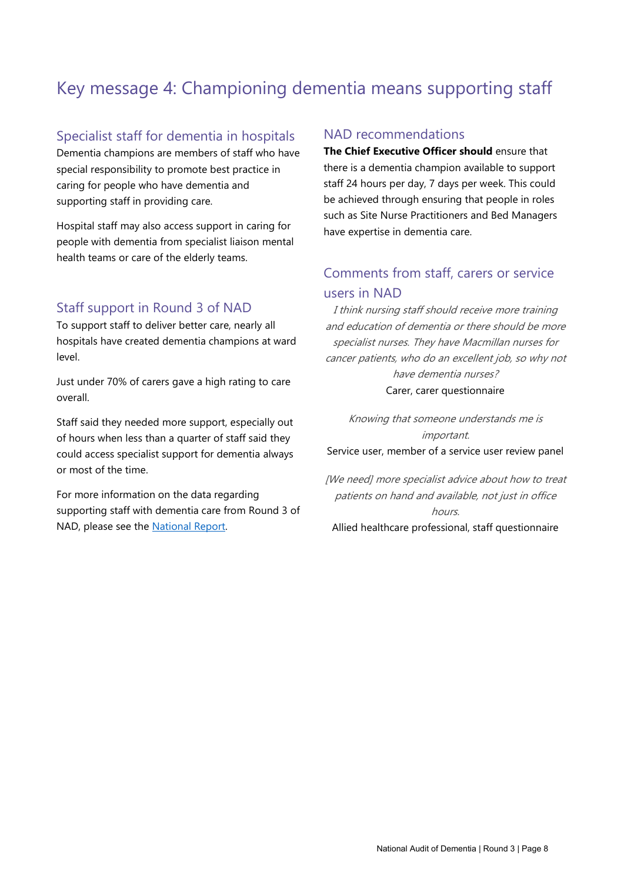# Key message 4: Championing dementia means supporting staff

## Specialist staff for dementia in hospitals

Dementia champions are members of staff who have special responsibility to promote best practice in caring for people who have dementia and supporting staff in providing care.

Hospital staff may also access support in caring for people with dementia from specialist liaison mental health teams or care of the elderly teams.

## Staff support in Round 3 of NAD

To support staff to deliver better care, nearly all hospitals have created dementia champions at ward level.

Just under 70% of carers gave a high rating to care overall.

Staff said they needed more support, especially out of hours when less than a quarter of staff said they could access specialist support for dementia always or most of the time.

For more information on the data regarding supporting staff with dementia care from Round 3 of NAD, please see the [National Report](#).

## NAD recommendations

**The Chief Executive Officer should** ensure that there is a dementia champion available to support staff 24 hours per day, 7 days per week. This could be achieved through ensuring that people in roles such as Site Nurse Practitioners and Bed Managers have expertise in dementia care.

## Comments from staff, carers or service users in NAD

*I think nursing staff should receive more training and education of dementia or there should be more specialist nurses. They have Macmillan nurses for cancer patients, who do an excellent job, so why not have dementia nurses?*

Carer, carer questionnaire

*Knowing that someone understands me is important.*

Service user, member of a service user review panel

*[We need] more specialist advice about how to treat patients on hand and available, not just in office hours.*

Allied healthcare professional, staff questionnaire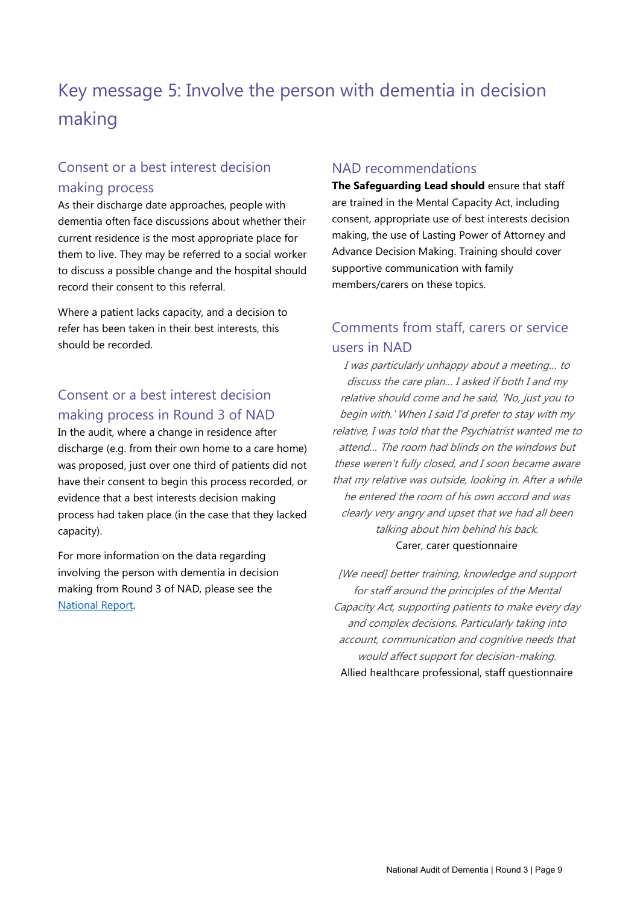# Key message 5: Involve the person with dementia in decision making

## Consent or a best interest decision making process

As their discharge date approaches, people with dementia often face discussions about whether their current residence is the most appropriate place for them to live. They may be referred to a social worker to discuss a possible change and the hospital should record their consent to this referral.

Where a patient lacks capacity, and a decision to refer has been taken in their best interests, this should be recorded.

## Consent or a best interest decision making process in Round 3 of NAD

In the audit, where a change in residence after discharge (e.g. from their own home to a care home) was proposed, just over one third of patients did not have their consent to begin this process recorded, or evidence that a best interests decision making process had taken place (in the case that they lacked capacity).

For more information on the data regarding involving the person with dementia in decision making from Round 3 of NAD, please see the National Report.

## NAD recommendations

**The Safeguarding Lead should** ensure that staff are trained in the Mental Capacity Act, including consent, appropriate use of best interests decision making, the use of Lasting Power of Attorney and Advance Decision Making. Training should cover supportive communication with family members/carers on these topics.

## Comments from staff, carers or service users in NAD

*I was particularly unhappy about a meeting... to discuss the care plan... I asked if both I and my relative should come and he said, 'No, just you to begin with.' When I said I'd prefer to stay with my relative, I was told that the Psychiatrist wanted me to attend... The room had blinds on the windows but these weren't fully closed, and I soon became aware that my relative was outside, looking in. After a while he entered the room of his own accord and was clearly very angry and upset that we had all been talking about him behind his back.*

Carer, carer questionnaire

*[We need] better training, knowledge and support for staff around the principles of the Mental Capacity Act, supporting patients to make every day and complex decisions. Particularly taking into account, communication and cognitive needs that would affect support for decision-making.*

Allied healthcare professional, staff questionnaire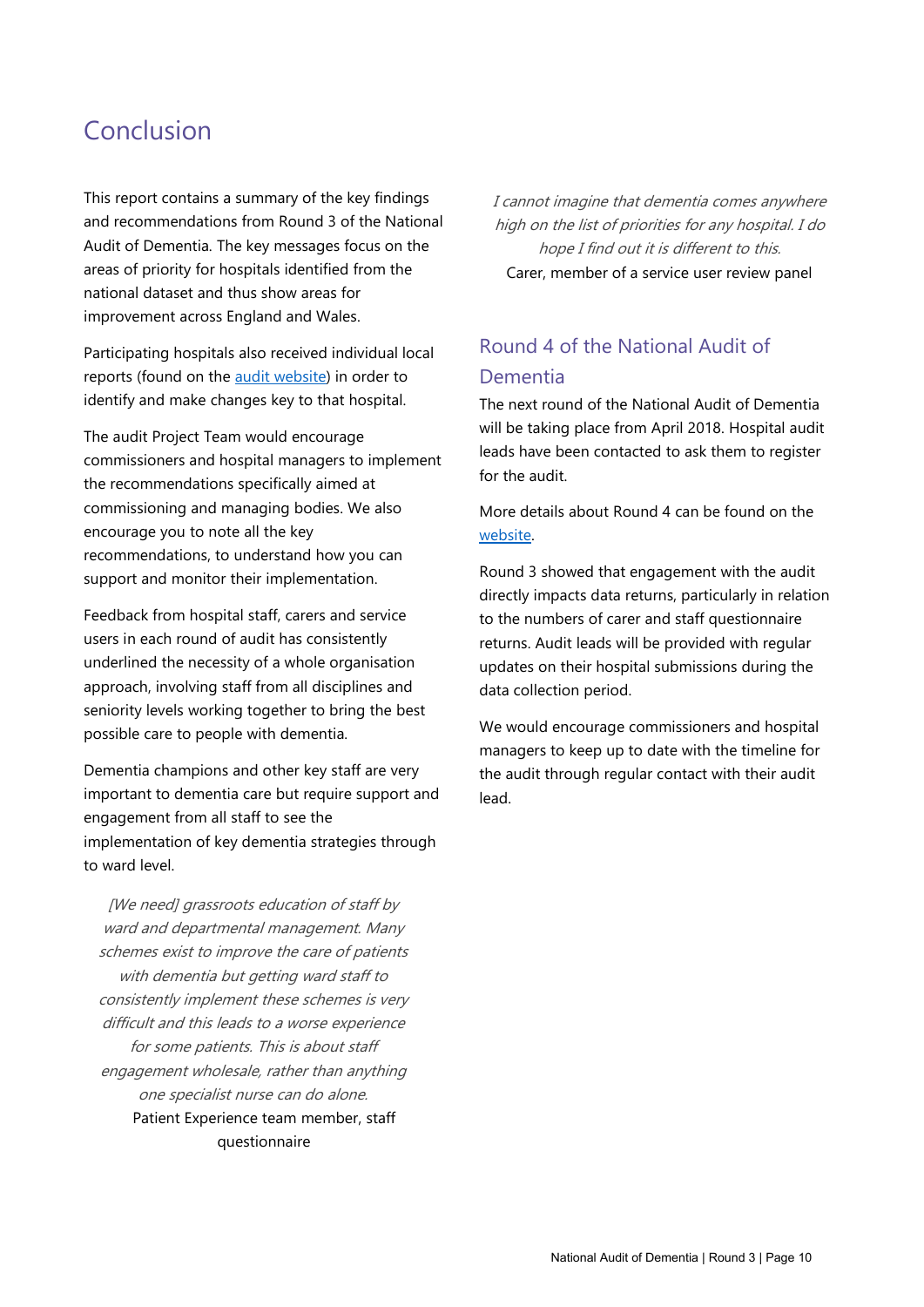# Conclusion

This report contains a summary of the key findings and recommendations from Round 3 of the National Audit of Dementia. The key messages focus on the areas of priority for hospitals identified from the national dataset and thus show areas for improvement across England and Wales.

Participating hospitals also received individual local reports (found on the audit website) in order to identify and make changes key to that hospital.

The audit Project Team would encourage commissioners and hospital managers to implement the recommendations specifically aimed at commissioning and managing bodies. We also encourage you to note all the key recommendations, to understand how you can support and monitor their implementation.

Feedback from hospital staff, carers and service users in each round of audit has consistently underlined the necessity of a whole organisation approach, involving staff from all disciplines and seniority levels working together to bring the best possible care to people with dementia.

Dementia champions and other key staff are very important to dementia care but require support and engagement from all staff to see the implementation of key dementia strategies through to ward level.

*[We need] grassroots education of staff by ward and departmental management. Many schemes exist to improve the care of patients with dementia but getting ward staff to consistently implement these schemes is very difficult and this leads to a worse experience for some patients. This is about staff engagement wholesale, rather than anything one specialist nurse can do alone.*

Patient Experience team member, staff questionnaire

*I cannot imagine that dementia comes anywhere high on the list of priorities for any hospital. I do hope I find out it is different to this.*

Carer, member of a service user review panel

## Round 4 of the National Audit of Dementia

The next round of the National Audit of Dementia will be taking place from April 2018. Hospital audit leads have been contacted to ask them to register for the audit.

More details about Round 4 can be found on the website.

Round 3 showed that engagement with the audit directly impacts data returns, particularly in relation to the numbers of carer and staff questionnaire returns. Audit leads will be provided with regular updates on their hospital submissions during the data collection period.

We would encourage commissioners and hospital managers to keep up to date with the timeline for the audit through regular contact with their audit lead.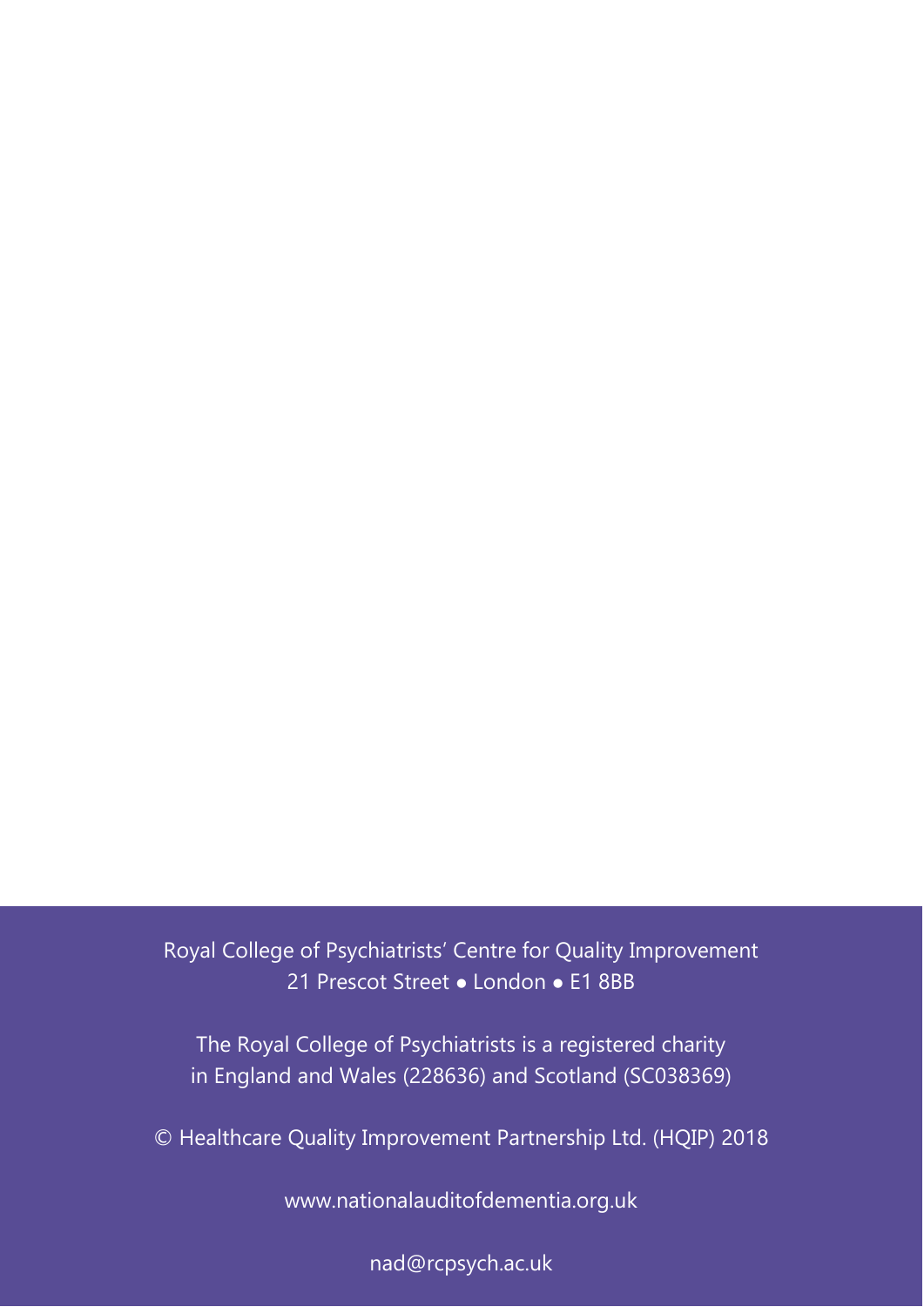Royal College of Psychiatrists' Centre for Quality Improvement
21 Prescot Street ● London ● E1 8BB

The Royal College of Psychiatrists is a registered charity
in England and Wales (228636) and Scotland (SC038369)

© Healthcare Quality Improvement Partnership Ltd. (HQIP) 2018

www.nationalauditofdementia.org.uk

nad@rcpsych.ac.uk